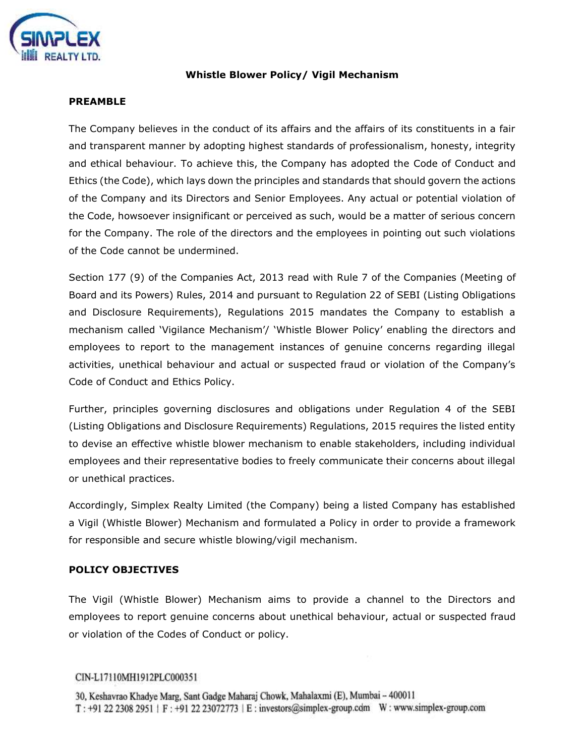# Whistle Blower Policy/ Vigil Mechanism

## PREAMBLE

The Company believes in the conduct of its affairs and the affairs of its constituents in a fair and transparent manner by adopting highest standards of professionalism, honesty, integrity and ethical behaviour. To achieve this, the Company has adopted the Code of Conduct and Ethics (the Code), which lays down the principles and standards that should govern the actions of the Company and its Directors and Senior Employees. Any actual or potential violation of the Code, howsoever insignificant or perceived as such, would be a matter of serious concern for the Company. The role of the directors and the employees in pointing out such violations of the Code cannot be undermined.

Section 177 (9) of the Companies Act, 2013 read with Rule 7 of the Companies (Meeting of Board and its Powers) Rules, 2014 and pursuant to Regulation 22 of SEBI (Listing Obligations and Disclosure Requirements), Regulations 2015 mandates the Company to establish a mechanism called 'Vigilance Mechanism'/ 'Whistle Blower Policy' enabling the directors and employees to report to the management instances of genuine concerns regarding illegal activities, unethical behaviour and actual or suspected fraud or violation of the Company's Code of Conduct and Ethics Policy.

Further, principles governing disclosures and obligations under Regulation 4 of the SEBI (Listing Obligations and Disclosure Requirements) Regulations, 2015 requires the listed entity to devise an effective whistle blower mechanism to enable stakeholders, including individual employees and their representative bodies to freely communicate their concerns about illegal or unethical practices.

Accordingly, Simplex Realty Limited (the Company) being a listed Company has established a Vigil (Whistle Blower) Mechanism and formulated a Policy in order to provide a framework for responsible and secure whistle blowing/vigil mechanism.

## POLICY OBJECTIVES

The Vigil (Whistle Blower) Mechanism aims to provide a channel to the Directors and employees to report genuine concerns about unethical behaviour, actual or suspected fraud or violation of the Codes of Conduct or policy.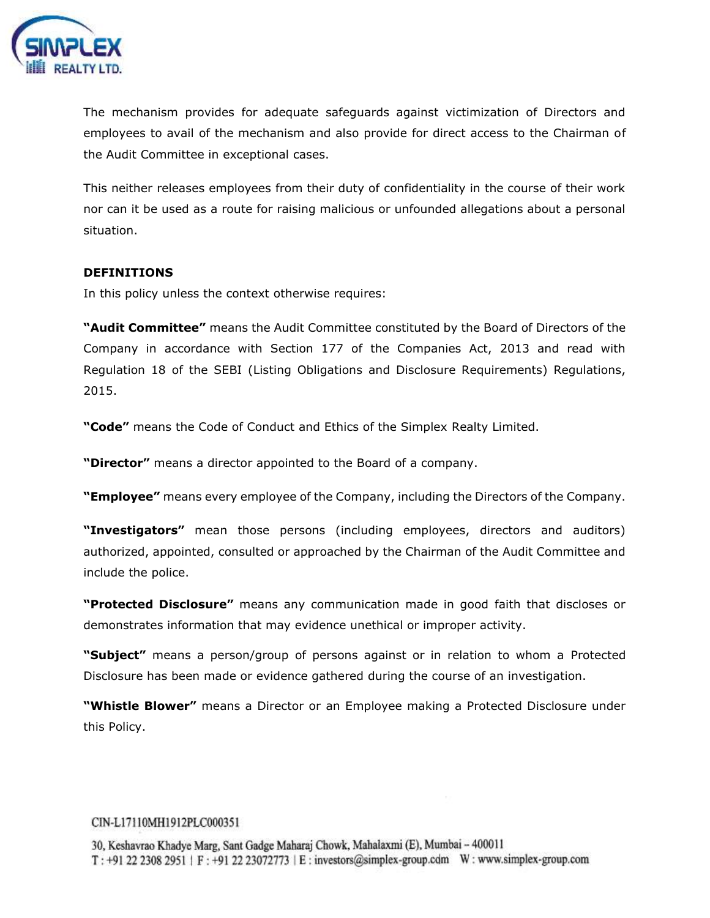The mechanism provides for adequate safeguards against victimization of Directors and employees to avail of the mechanism and also provide for direct access to the Chairman of the Audit Committee in exceptional cases.

This neither releases employees from their duty of confidentiality in the course of their work nor can it be used as a route for raising malicious or unfounded allegations about a personal situation.

**DEFINITIONS**

In this policy unless the context otherwise requires:

**"Audit Committee"** means the Audit Committee constituted by the Board of Directors of the Company in accordance with Section 177 of the Companies Act, 2013 and read with Regulation 18 of the SEBI (Listing Obligations and Disclosure Requirements) Regulations, 2015.

**"Code"** means the Code of Conduct and Ethics of the Simplex Realty Limited.

**"Director"** means a director appointed to the Board of a company.

**"Employee"** means every employee of the Company, including the Directors of the Company.

**"Investigators"** mean those persons (including employees, directors and auditors) authorized, appointed, consulted or approached by the Chairman of the Audit Committee and include the police.

**"Protected Disclosure"** means any communication made in good faith that discloses or demonstrates information that may evidence unethical or improper activity.

**"Subject"** means a person/group of persons against or in relation to whom a Protected Disclosure has been made or evidence gathered during the course of an investigation.

**"Whistle Blower"** means a Director or an Employee making a Protected Disclosure under this Policy.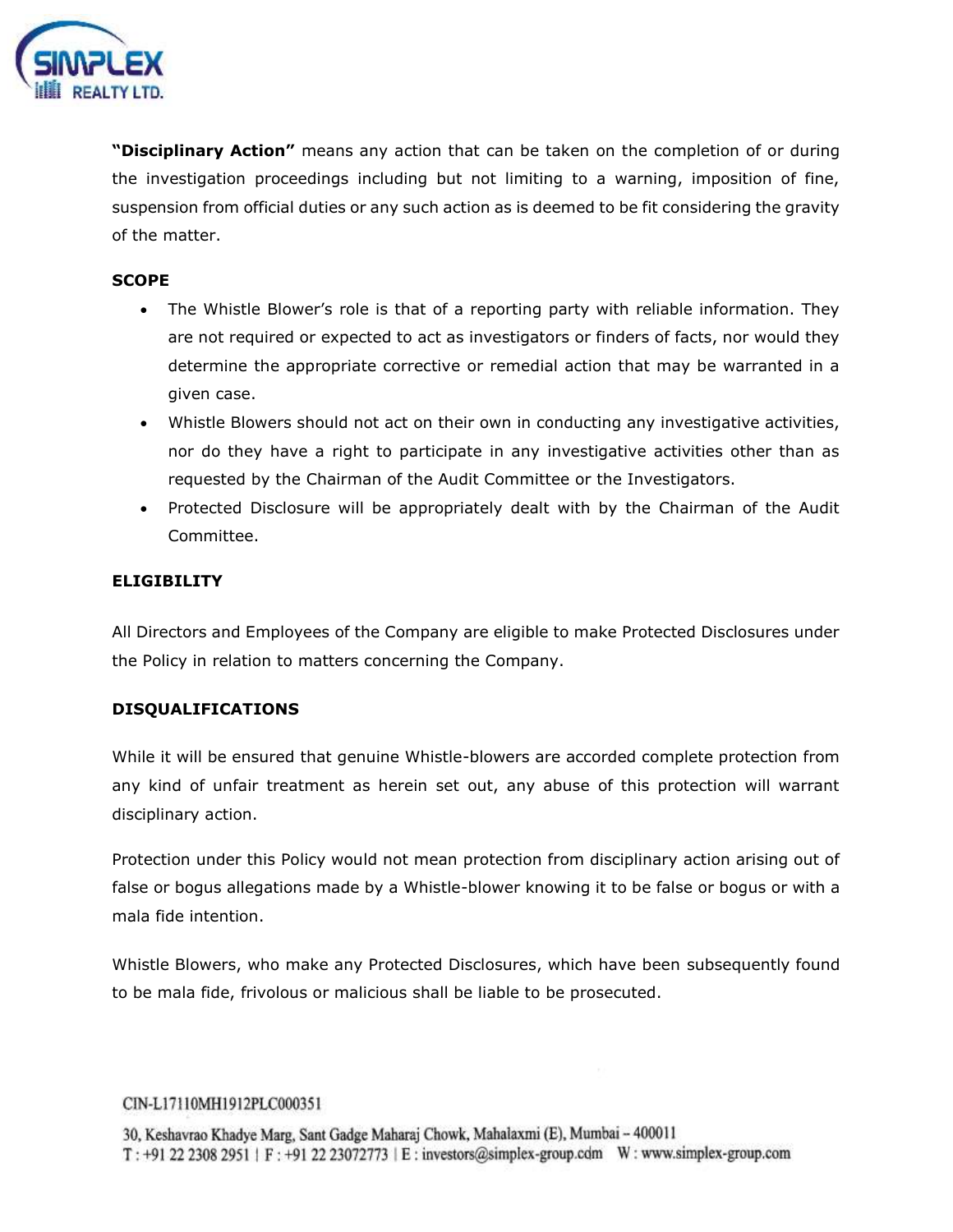**"Disciplinary Action"** means any action that can be taken on the completion of or during the investigation proceedings including but not limiting to a warning, imposition of fine, suspension from official duties or any such action as is deemed to be fit considering the gravity of the matter.

## SCOPE

- The Whistle Blower's role is that of a reporting party with reliable information. They are not required or expected to act as investigators or finders of facts, nor would they determine the appropriate corrective or remedial action that may be warranted in a given case.
- Whistle Blowers should not act on their own in conducting any investigative activities, nor do they have a right to participate in any investigative activities other than as requested by the Chairman of the Audit Committee or the Investigators.
- Protected Disclosure will be appropriately dealt with by the Chairman of the Audit Committee.

## ELIGIBILITY

All Directors and Employees of the Company are eligible to make Protected Disclosures under the Policy in relation to matters concerning the Company.

## DISQUALIFICATIONS

While it will be ensured that genuine Whistle-blowers are accorded complete protection from any kind of unfair treatment as herein set out, any abuse of this protection will warrant disciplinary action.

Protection under this Policy would not mean protection from disciplinary action arising out of false or bogus allegations made by a Whistle-blower knowing it to be false or bogus or with a mala fide intention.

Whistle Blowers, who make any Protected Disclosures, which have been subsequently found to be mala fide, frivolous or malicious shall be liable to be prosecuted.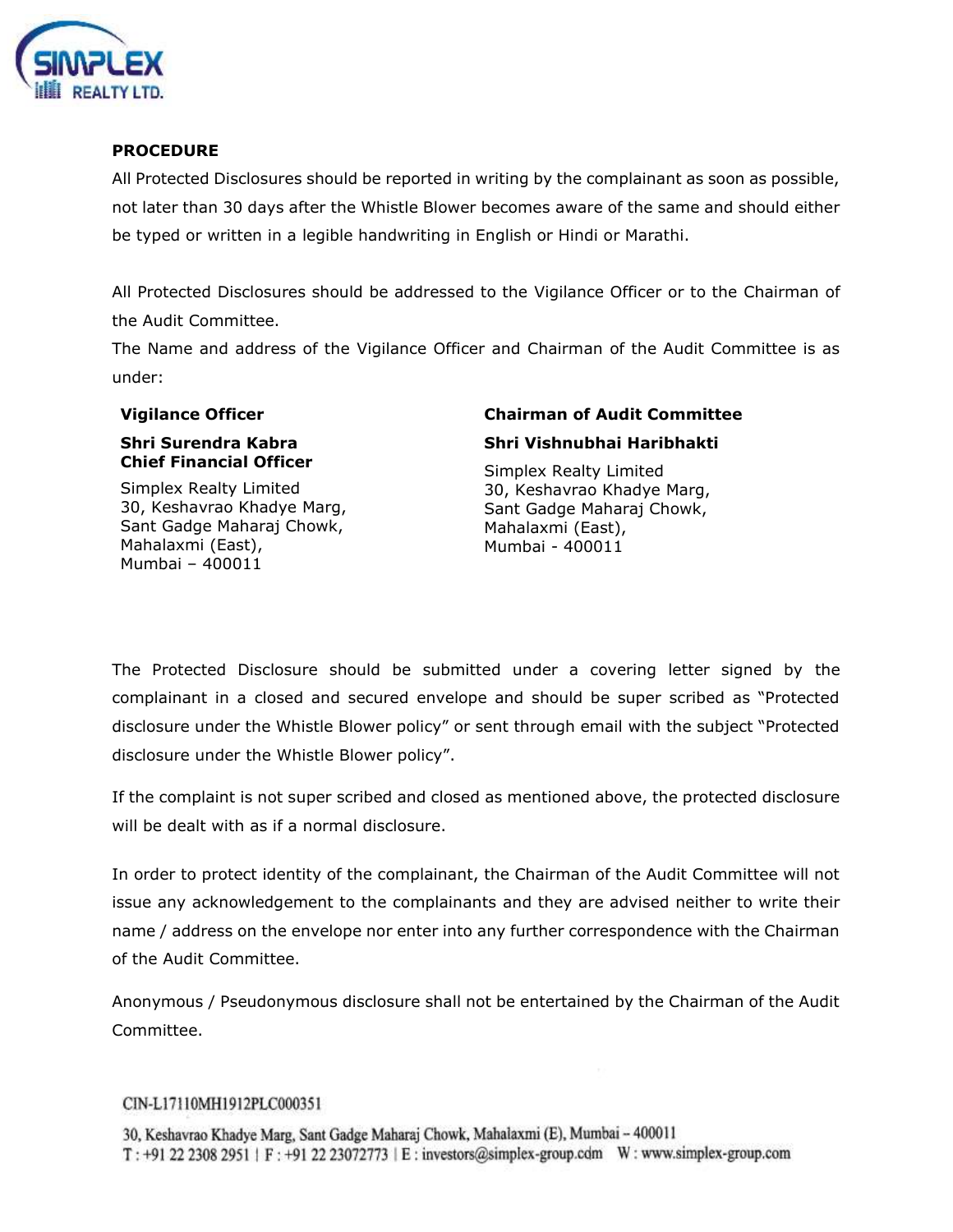**PROCEDURE**

All Protected Disclosures should be reported in writing by the complainant as soon as possible, not later than 30 days after the Whistle Blower becomes aware of the same and should either be typed or written in a legible handwriting in English or Hindi or Marathi.

All Protected Disclosures should be addressed to the Vigilance Officer or to the Chairman of the Audit Committee.

The Name and address of the Vigilance Officer and Chairman of the Audit Committee is as under:

**Vigilance Officer**

**Shri Surendra Kabra**
**Chief Financial Officer**

Simplex Realty Limited
30, Keshavrao Khadye Marg,
Sant Gadge Maharaj Chowk,
Mahalaxmi (East),
Mumbai – 400011

**Chairman of Audit Committee**

**Shri Vishnubhai Haribhakti**

Simplex Realty Limited
30, Keshavrao Khadye Marg,
Sant Gadge Maharaj Chowk,
Mahalaxmi (East),
Mumbai - 400011

The Protected Disclosure should be submitted under a covering letter signed by the complainant in a closed and secured envelope and should be super scribed as "Protected disclosure under the Whistle Blower policy" or sent through email with the subject "Protected disclosure under the Whistle Blower policy".

If the complaint is not super scribed and closed as mentioned above, the protected disclosure will be dealt with as if a normal disclosure.

In order to protect identity of the complainant, the Chairman of the Audit Committee will not issue any acknowledgement to the complainants and they are advised neither to write their name / address on the envelope nor enter into any further correspondence with the Chairman of the Audit Committee.

Anonymous / Pseudonymous disclosure shall not be entertained by the Chairman of the Audit Committee.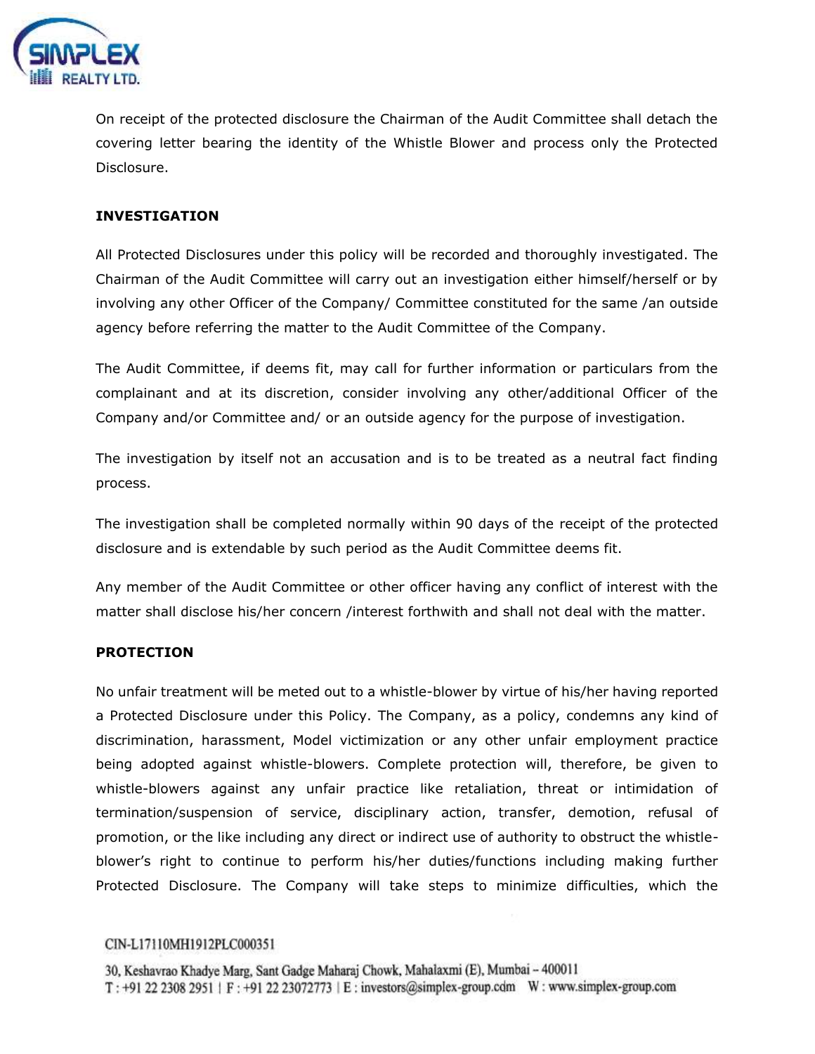On receipt of the protected disclosure the Chairman of the Audit Committee shall detach the covering letter bearing the identity of the Whistle Blower and process only the Protected Disclosure.

**INVESTIGATION**

All Protected Disclosures under this policy will be recorded and thoroughly investigated. The Chairman of the Audit Committee will carry out an investigation either himself/herself or by involving any other Officer of the Company/ Committee constituted for the same /an outside agency before referring the matter to the Audit Committee of the Company.

The Audit Committee, if deems fit, may call for further information or particulars from the complainant and at its discretion, consider involving any other/additional Officer of the Company and/or Committee and/ or an outside agency for the purpose of investigation.

The investigation by itself not an accusation and is to be treated as a neutral fact finding process.

The investigation shall be completed normally within 90 days of the receipt of the protected disclosure and is extendable by such period as the Audit Committee deems fit.

Any member of the Audit Committee or other officer having any conflict of interest with the matter shall disclose his/her concern /interest forthwith and shall not deal with the matter.

**PROTECTION**

No unfair treatment will be meted out to a whistle-blower by virtue of his/her having reported a Protected Disclosure under this Policy. The Company, as a policy, condemns any kind of discrimination, harassment, Model victimization or any other unfair employment practice being adopted against whistle-blowers. Complete protection will, therefore, be given to whistle-blowers against any unfair practice like retaliation, threat or intimidation of termination/suspension of service, disciplinary action, transfer, demotion, refusal of promotion, or the like including any direct or indirect use of authority to obstruct the whistle-blower's right to continue to perform his/her duties/functions including making further Protected Disclosure. The Company will take steps to minimize difficulties, which the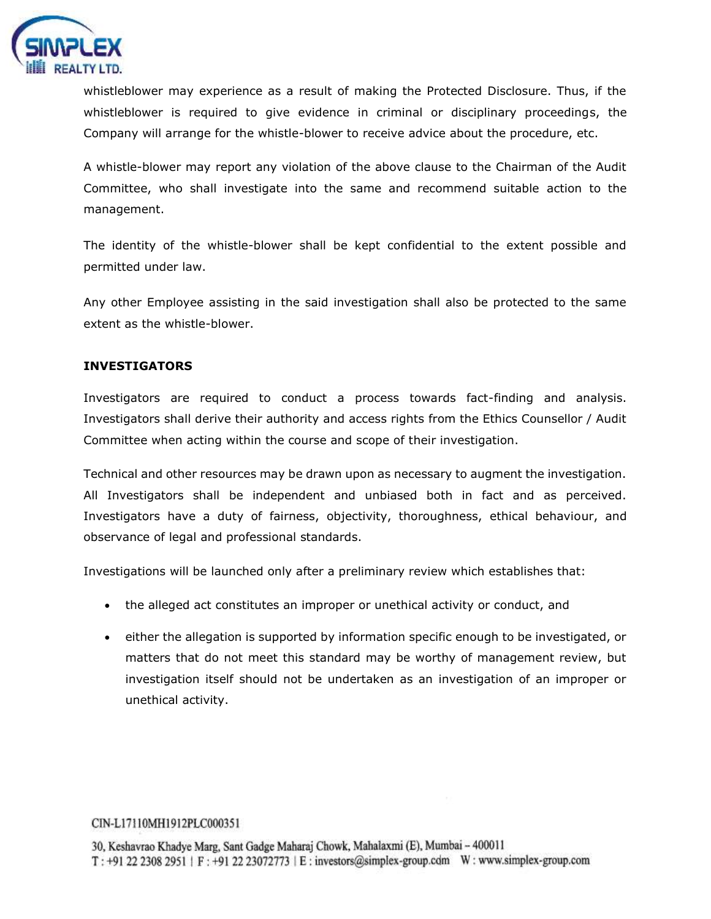whistleblower may experience as a result of making the Protected Disclosure. Thus, if the whistleblower is required to give evidence in criminal or disciplinary proceedings, the Company will arrange for the whistle-blower to receive advice about the procedure, etc.

A whistle-blower may report any violation of the above clause to the Chairman of the Audit Committee, who shall investigate into the same and recommend suitable action to the management.

The identity of the whistle-blower shall be kept confidential to the extent possible and permitted under law.

Any other Employee assisting in the said investigation shall also be protected to the same extent as the whistle-blower.

**INVESTIGATORS**

Investigators are required to conduct a process towards fact-finding and analysis. Investigators shall derive their authority and access rights from the Ethics Counsellor / Audit Committee when acting within the course and scope of their investigation.

Technical and other resources may be drawn upon as necessary to augment the investigation. All Investigators shall be independent and unbiased both in fact and as perceived. Investigators have a duty of fairness, objectivity, thoroughness, ethical behaviour, and observance of legal and professional standards.

Investigations will be launched only after a preliminary review which establishes that:

- the alleged act constitutes an improper or unethical activity or conduct, and
- either the allegation is supported by information specific enough to be investigated, or matters that do not meet this standard may be worthy of management review, but investigation itself should not be undertaken as an investigation of an improper or unethical activity.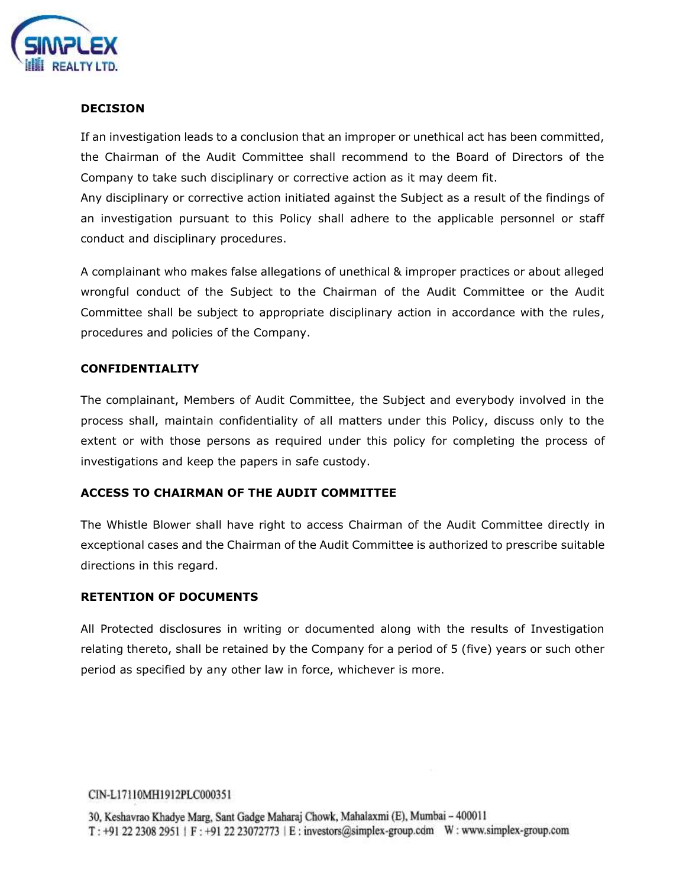## DECISION

If an investigation leads to a conclusion that an improper or unethical act has been committed, the Chairman of the Audit Committee shall recommend to the Board of Directors of the Company to take such disciplinary or corrective action as it may deem fit.
Any disciplinary or corrective action initiated against the Subject as a result of the findings of an investigation pursuant to this Policy shall adhere to the applicable personnel or staff conduct and disciplinary procedures.

A complainant who makes false allegations of unethical & improper practices or about alleged wrongful conduct of the Subject to the Chairman of the Audit Committee or the Audit Committee shall be subject to appropriate disciplinary action in accordance with the rules, procedures and policies of the Company.

## CONFIDENTIALITY

The complainant, Members of Audit Committee, the Subject and everybody involved in the process shall, maintain confidentiality of all matters under this Policy, discuss only to the extent or with those persons as required under this policy for completing the process of investigations and keep the papers in safe custody.

## ACCESS TO CHAIRMAN OF THE AUDIT COMMITTEE

The Whistle Blower shall have right to access Chairman of the Audit Committee directly in exceptional cases and the Chairman of the Audit Committee is authorized to prescribe suitable directions in this regard.

## RETENTION OF DOCUMENTS

All Protected disclosures in writing or documented along with the results of Investigation relating thereto, shall be retained by the Company for a period of 5 (five) years or such other period as specified by any other law in force, whichever is more.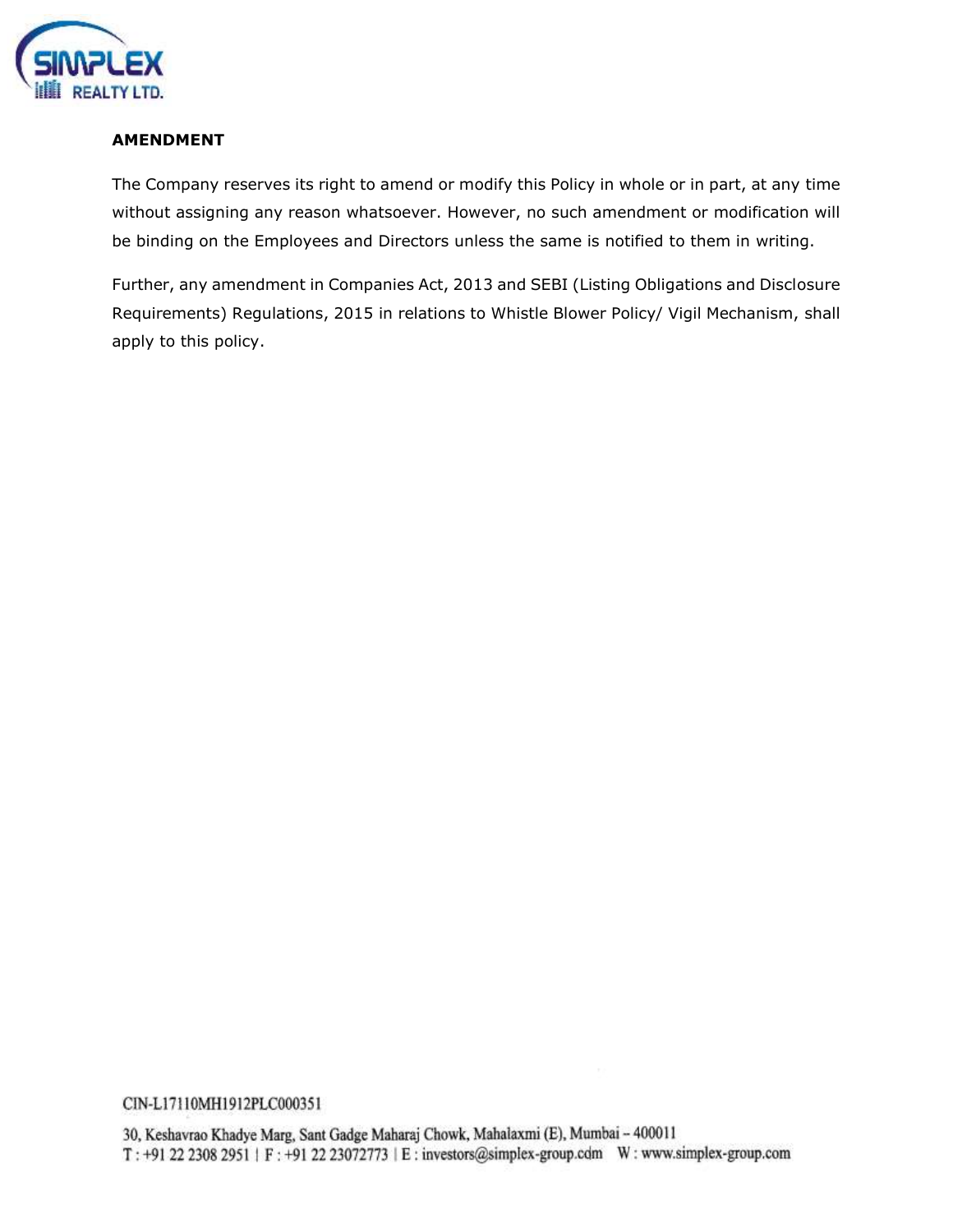**AMENDMENT**

The Company reserves its right to amend or modify this Policy in whole or in part, at any time without assigning any reason whatsoever. However, no such amendment or modification will be binding on the Employees and Directors unless the same is notified to them in writing.

Further, any amendment in Companies Act, 2013 and SEBI (Listing Obligations and Disclosure Requirements) Regulations, 2015 in relations to Whistle Blower Policy/ Vigil Mechanism, shall apply to this policy.